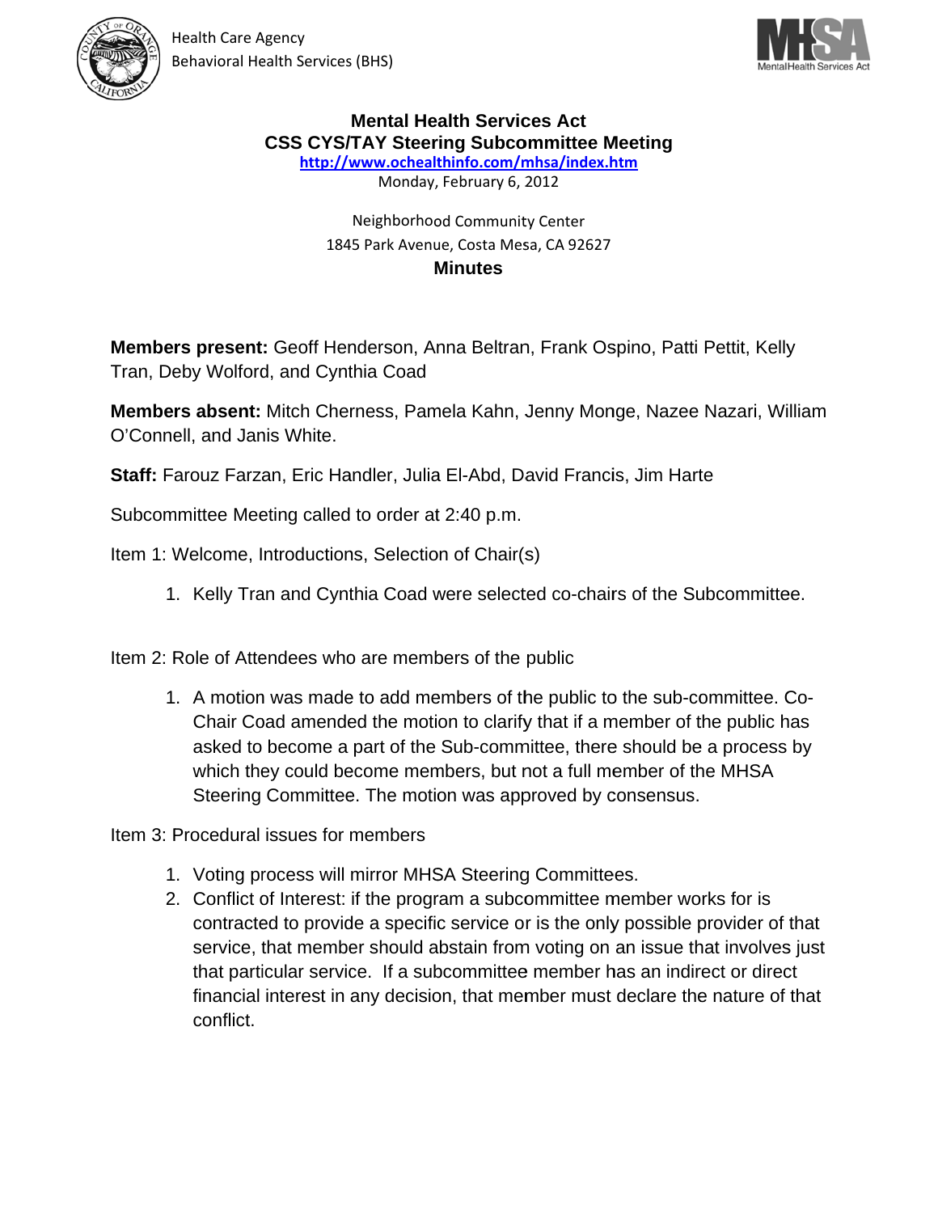Health Care Agency
Behavioral Health Services (BHS)

# Mental Health Services Act
## CSS CYS/TAY Steering Subcommittee Meeting

http://www.ochealthinfo.com/mhsa/index.htm

Monday, February 6, 2012

Neighborhood Community Center
1845 Park Avenue, Costa Mesa, CA 92627

## Minutes

**Members present:** Geoff Henderson, Anna Beltran, Frank Ospino, Patti Pettit, Kelly Tran, Deby Wolford, and Cynthia Coad

**Members absent:** Mitch Cherness, Pamela Kahn, Jenny Monge, Nazee Nazari, William O'Connell, and Janis White.

**Staff:** Farouz Farzan, Eric Handler, Julia El-Abd, David Francis, Jim Harte

Subcommittee Meeting called to order at 2:40 p.m.

Item 1: Welcome, Introductions, Selection of Chair(s)

1. Kelly Tran and Cynthia Coad were selected co-chairs of the Subcommittee.

Item 2: Role of Attendees who are members of the public

1. A motion was made to add members of the public to the sub-committee. Co-Chair Coad amended the motion to clarify that if a member of the public has asked to become a part of the Sub-committee, there should be a process by which they could become members, but not a full member of the MHSA Steering Committee. The motion was approved by consensus.

Item 3: Procedural issues for members

1. Voting process will mirror MHSA Steering Committees.
2. Conflict of Interest: if the program a subcommittee member works for is contracted to provide a specific service or is the only possible provider of that service, that member should abstain from voting on an issue that involves just that particular service. If a subcommittee member has an indirect or direct financial interest in any decision, that member must declare the nature of that conflict.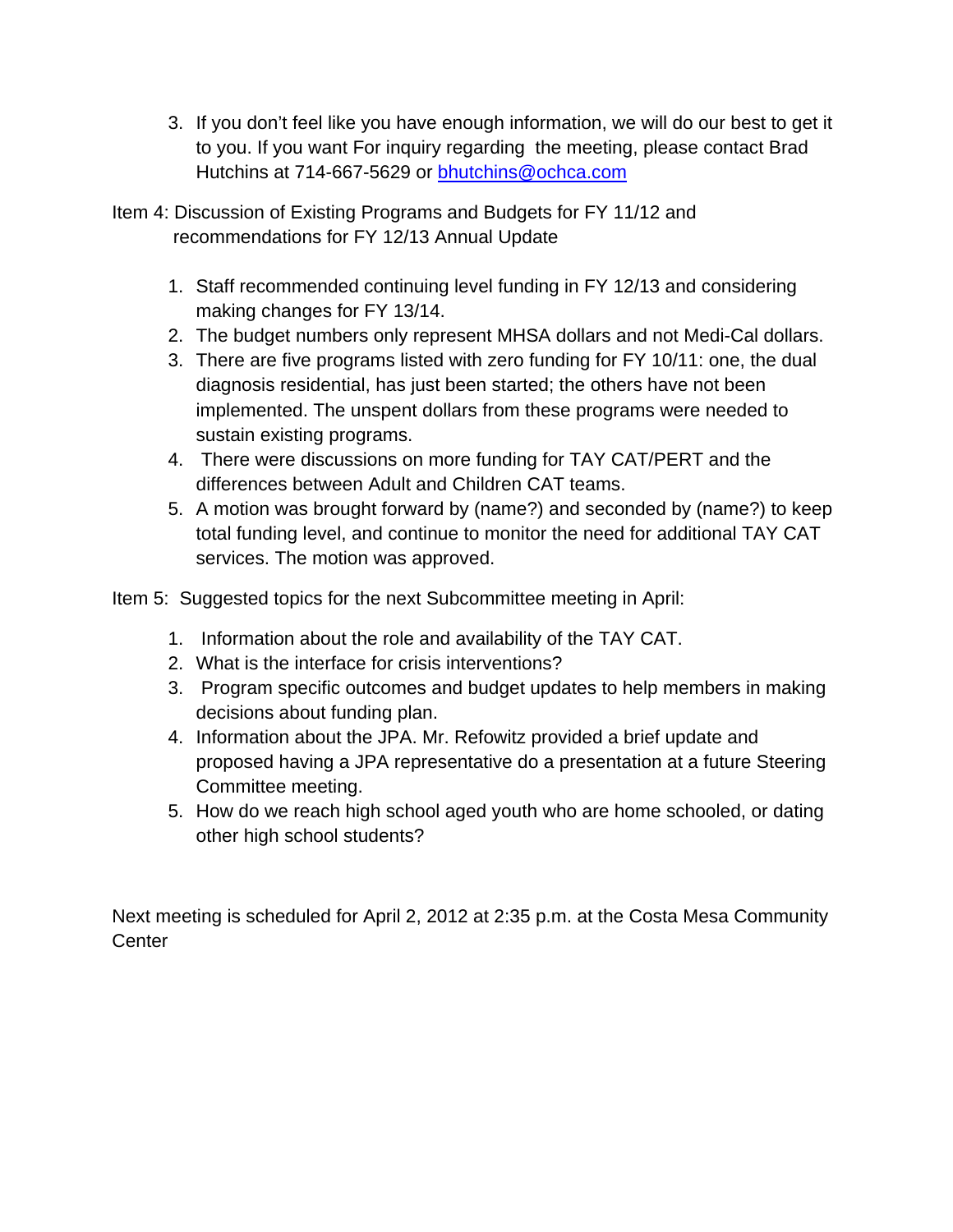3. If you don't feel like you have enough information, we will do our best to get it to you. If you want For inquiry regarding  the meeting, please contact Brad Hutchins at 714-667-5629 or bhutchins@ochca.com

Item 4: Discussion of Existing Programs and Budgets for FY 11/12 and recommendations for FY 12/13 Annual Update

1. Staff recommended continuing level funding in FY 12/13 and considering making changes for FY 13/14.
2. The budget numbers only represent MHSA dollars and not Medi-Cal dollars.
3. There are five programs listed with zero funding for FY 10/11: one, the dual diagnosis residential, has just been started; the others have not been implemented. The unspent dollars from these programs were needed to sustain existing programs.
4. There were discussions on more funding for TAY CAT/PERT and the differences between Adult and Children CAT teams.
5. A motion was brought forward by (name?) and seconded by (name?) to keep total funding level, and continue to monitor the need for additional TAY CAT services. The motion was approved.

Item 5: Suggested topics for the next Subcommittee meeting in April:

1. Information about the role and availability of the TAY CAT.
2. What is the interface for crisis interventions?
3. Program specific outcomes and budget updates to help members in making decisions about funding plan.
4. Information about the JPA. Mr. Refowitz provided a brief update and proposed having a JPA representative do a presentation at a future Steering Committee meeting.
5. How do we reach high school aged youth who are home schooled, or dating other high school students?

Next meeting is scheduled for April 2, 2012 at 2:35 p.m. at the Costa Mesa Community Center